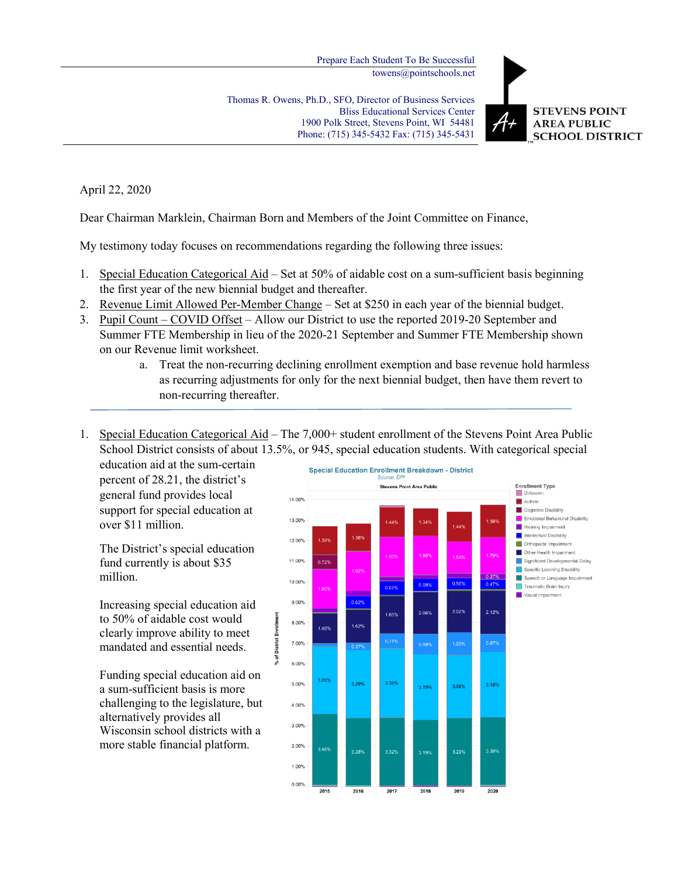Prepare Each Student To Be Successful
towens@pointschools.net

Thomas R. Owens, Ph.D., SFO, Director of Business Services
Bliss Educational Services Center
1900 Polk Street, Stevens Point, WI 54481
Phone: (715) 345-5432 Fax: (715) 345-5431

**STEVENS POINT AREA PUBLIC SCHOOL DISTRICT**

April 22, 2020

Dear Chairman Marklein, Chairman Born and Members of the Joint Committee on Finance,

My testimony today focuses on recommendations regarding the following three issues:

1. Special Education Categorical Aid – Set at 50% of aidable cost on a sum-sufficient basis beginning the first year of the new biennial budget and thereafter.
2. Revenue Limit Allowed Per-Member Change – Set at $250 in each year of the biennial budget.
3. Pupil Count – COVID Offset – Allow our District to use the reported 2019-20 September and Summer FTE Membership in lieu of the 2020-21 September and Summer FTE Membership shown on our Revenue limit worksheet.
   a. Treat the non-recurring declining enrollment exemption and base revenue hold harmless as recurring adjustments for only for the next biennial budget, then have them revert to non-recurring thereafter.

---

1. Special Education Categorical Aid – The 7,000+ student enrollment of the Stevens Point Area Public School District consists of about 13.5%, or 945, special education students. With categorical special education aid at the sum-certain percent of 28.21, the district's general fund provides local support for special education at over $11 million.

   The District's special education fund currently is about $35 million.

   Increasing special education aid to 50% of aidable cost would clearly improve ability to meet mandated and essential needs.

   Funding special education aid on a sum-sufficient basis is more challenging to the legislature, but alternatively provides all Wisconsin school districts with a more stable financial platform.

**Special Education Enrollment Breakdown - District**
Source: DPI
Stevens Point Area Public

| Enrollment Type (% of District Enrollment) | 2015 | 2016 | 2017 | 2018 | 2019 | 2020 |
|---|---|---|---|---|---|---|
| Autism | 1.39% | 1.36% | 1.44% | 1.34% | 1.44% | 1.56% |
| Cognitive Disability | 0.72% | | | | | |
| Emotional Behavioral Disability | 1.80% | 1.92% | 1.93% | 1.90% | 1.54% | 1.79% |
| Intellectual Disability | | 0.62% | 0.67% | 0.59% | 0.56% | 0.47% |
| Orthopedic Impairment | | | | | | 0.27% |
| Other Health Impairment | 1.46% | 1.62% | 1.85% | 2.06% | 2.02% | 2.12% |
| Significant Developmental Delay | | 0.37% | 0.71% | 0.99% | 1.09% | 0.87% |
| Specific Learning Disability | 3.28% | 3.29% | 3.39% | 3.19% | 3.08% | 3.18% |
| Speech or Language Impairment | 3.46% | 3.28% | 3.32% | 3.19% | 3.29% | 3.30% |

Enrollment Type: Unknown, Autism, Cognitive Disability, Emotional Behavioral Disability, Hearing Impairment, Intellectual Disability, Orthopedic Impairment, Other Health Impairment, Significant Developmental Delay, Specific Learning Disability, Speech or Language Impairment, Traumatic Brain Injury, Visual Impairment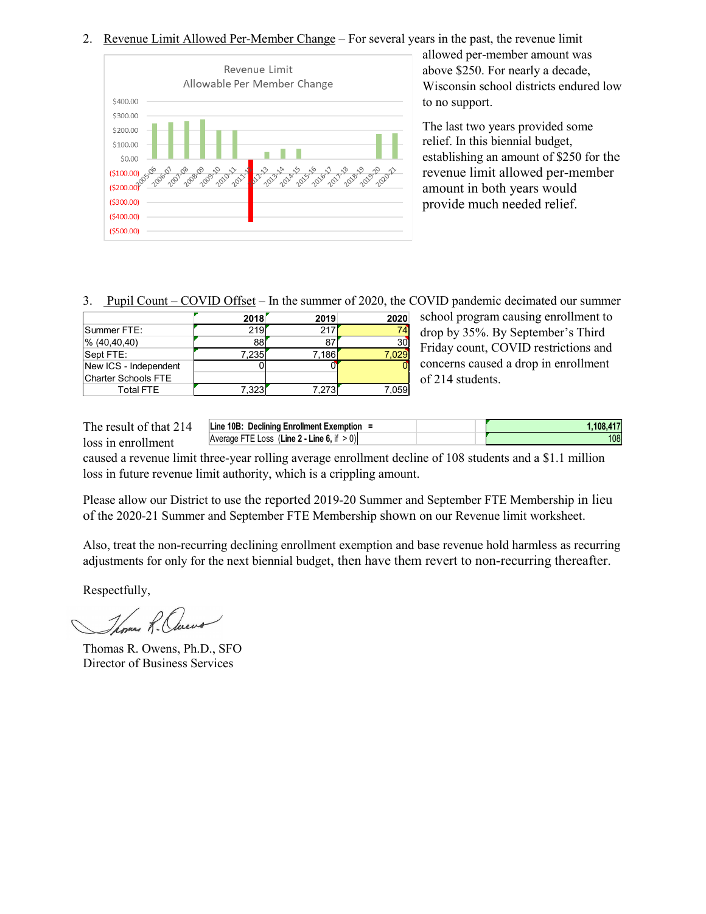2. Revenue Limit Allowed Per-Member Change – For several years in the past, the revenue limit allowed per-member amount was above $250. For nearly a decade, Wisconsin school districts endured low to no support.

Revenue Limit
Allowable Per Member Change

$400.00
$300.00
$200.00
$100.00
$0.00
($100.00)
($200.00)
($300.00)
($400.00)
($500.00)

2005-06 2006-07 2007-08 2008-09 2009-10 2010-11 2011-12 2012-13 2013-14 2014-15 2015-16 2016-17 2017-18 2018-19 2019-20 2020-21

The last two years provided some relief. In this biennial budget, establishing an amount of $250 for the revenue limit allowed per-member amount in both years would provide much needed relief.

3. Pupil Count – COVID Offset – In the summer of 2020, the COVID pandemic decimated our summer school program causing enrollment to drop by 35%. By September's Third Friday count, COVID restrictions and concerns caused a drop in enrollment of 214 students.

| | 2018 | 2019 | 2020 |
|---|---|---|---|
| Summer FTE: | 219 | 217 | 74 |
| % (40,40,40) | 88 | 87 | 30 |
| Sept FTE: | 7,235 | 7,186 | 7,029 |
| New ICS - Independent Charter Schools FTE | 0 | 0 | 0 |
| Total FTE | 7,323 | 7,273 | 7,059 |

| | | | |
|---|---|---|---|
| Line 10B: Declining Enrollment Exemption = | | | 1,108,417 |
| Average FTE Loss (Line 2 - Line 6, if > 0) | | | 108 |

The result of that 214 loss in enrollment caused a revenue limit three-year rolling average enrollment decline of 108 students and a $1.1 million loss in future revenue limit authority, which is a crippling amount.

Please allow our District to use the reported 2019-20 Summer and September FTE Membership in lieu of the 2020-21 Summer and September FTE Membership shown on our Revenue limit worksheet.

Also, treat the non-recurring declining enrollment exemption and base revenue hold harmless as recurring adjustments for only for the next biennial budget, then have them revert to non-recurring thereafter.

Respectfully,

Thomas R. Owens

Thomas R. Owens, Ph.D., SFO
Director of Business Services